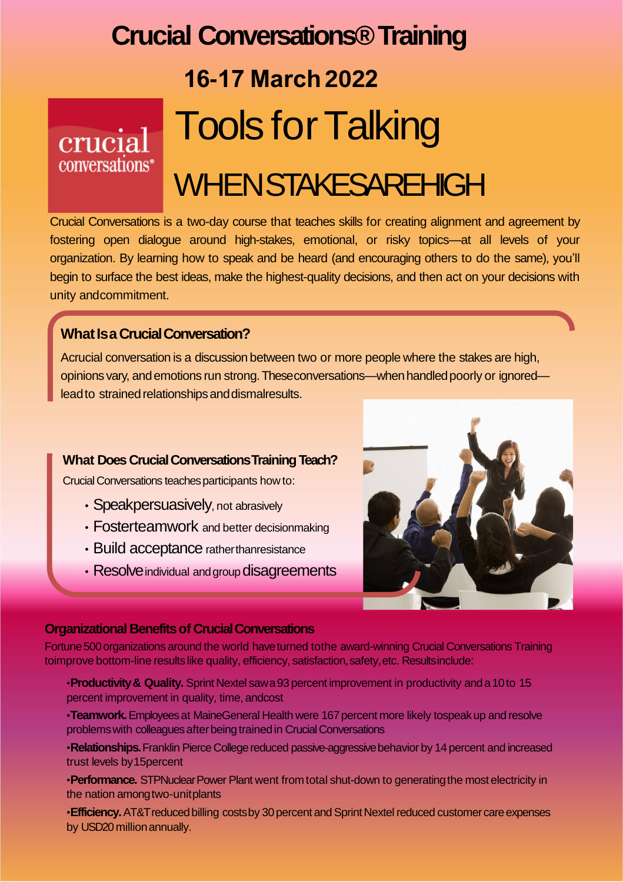# Crucial Conversations® Training

## 16-17 March 2022

crucial conversations®

# Tools for Talking

# WHEN STAKES ARE HIGH

Crucial Conversations is a two-day course that teaches skills for creating alignment and agreement by fostering open dialogue around high-stakes, emotional, or risky topics—at all levels of your organization. By learning how to speak and be heard (and encouraging others to do the same), you'll begin to surface the best ideas, make the highest-quality decisions, and then act on your decisions with unity and commitment.

### What Is a Crucial Conversation?

A crucial conversation is a discussion between two or more people where the stakes are high, opinions vary, and emotions run strong. These conversations—when handled poorly or ignored—lead to strained relationships and dismal results.

### What Does Crucial Conversations Training Teach?

Crucial Conversations teaches participants how to:

- Speak persuasively, not abrasively
- Foster teamwork and better decision making
- Build acceptance rather than resistance
- Resolve individual and group disagreements

### Organizational Benefits of Crucial Conversations

Fortune 500 organizations around the world have turned to the award-winning Crucial Conversations Training to improve bottom-line results like quality, efficiency, satisfaction, safety, etc. Results include:

- **Productivity & Quality.** Sprint Nextel saw a 93 percent improvement in productivity and a 10 to 15 percent improvement in quality, time, and cost
- **Teamwork.** Employees at MaineGeneral Health were 167 percent more likely to speak up and resolve problems with colleagues after being trained in Crucial Conversations
- **Relationships.** Franklin Pierce College reduced passive-aggressive behavior by 14 percent and increased trust levels by 15 percent
- **Performance.** STP Nuclear Power Plant went from total shut-down to generating the most electricity in the nation among two-unit plants
- **Efficiency.** AT&T reduced billing costs by 30 percent and Sprint Nextel reduced customer care expenses by USD20 million annually.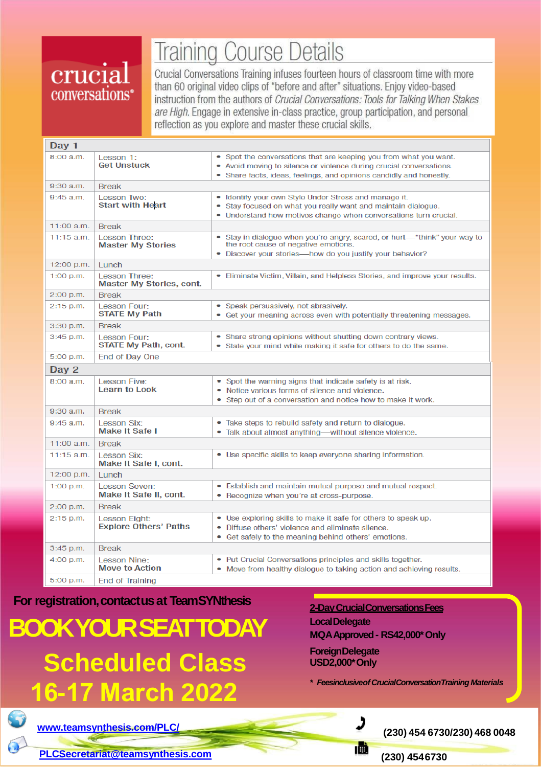crucial conversations®

# Training Course Details

Crucial Conversations Training infuses fourteen hours of classroom time with more than 60 original video clips of "before and after" situations. Enjoy video-based instruction from the authors of *Crucial Conversations: Tools for Talking When Stakes are High*. Engage in extensive in-class practice, group participation, and personal reflection as you explore and master these crucial skills.

| Time | Lesson | Objectives |
|---|---|---|
| **Day 1** | | |
| 8:00 a.m. | Lesson 1: **Get Unstuck** | • Spot the conversations that are keeping you from what you want.<br>• Avoid moving to silence or violence during crucial conversations.<br>• Share facts, ideas, feelings, and opinions candidly and honestly. |
| 9:30 a.m. | Break | |
| 9:45 a.m. | Lesson Two: **Start with Heart** | • Identify your own Style Under Stress and manage it.<br>• Stay focused on what you really want and maintain dialogue.<br>• Understand how motives change when conversations turn crucial. |
| 11:00 a.m. | Break | |
| 11:15 a.m. | Lesson Three: **Master My Stories** | • Stay in dialogue when you're angry, scared, or hurt—"think" your way to the root cause of negative emotions.<br>• Discover your stories—how do you justify your behavior? |
| 12:00 p.m. | Lunch | |
| 1:00 p.m. | Lesson Three: **Master My Stories, cont.** | • Eliminate Victim, Villain, and Helpless Stories, and improve your results. |
| 2:00 p.m. | Break | |
| 2:15 p.m. | Lesson Four: **STATE My Path** | • Speak persuasively, not abrasively.<br>• Get your meaning across even with potentially threatening messages. |
| 3:30 p.m. | Break | |
| 3:45 p.m. | Lesson Four: **STATE My Path, cont.** | • Share strong opinions without shutting down contrary views.<br>• State your mind while making it safe for others to do the same. |
| 5:00 p.m. | End of Day One | |
| **Day 2** | | |
| 8:00 a.m. | Lesson Five: **Learn to Look** | • Spot the warning signs that indicate safety is at risk.<br>• Notice various forms of silence and violence.<br>• Step out of a conversation and notice how to make it work. |
| 9:30 a.m. | Break | |
| 9:45 a.m. | Lesson Six: **Make It Safe I** | • Take steps to rebuild safety and return to dialogue.<br>• Talk about almost anything—without silence violence. |
| 11:00 a.m. | Break | |
| 11:15 a.m. | Lesson Six: **Make It Safe I, cont.** | • Use specific skills to keep everyone sharing information. |
| 12:00 p.m. | Lunch | |
| 1:00 p.m. | Lesson Seven: **Make It Safe II, cont.** | • Establish and maintain mutual purpose and mutual respect.<br>• Recognize when you're at cross-purpose. |
| 2:00 p.m. | Break | |
| 2:15 p.m. | Lesson Eight: **Explore Others' Paths** | • Use exploring skills to make it safe for others to speak up.<br>• Diffuse others' violence and eliminate silence.<br>• Get safely to the meaning behind others' emotions. |
| 3:45 p.m. | Break | |
| 4:00 p.m. | Lesson Nine: **Move to Action** | • Put Crucial Conversations principles and skills together.<br>• Move from healthy dialogue to taking action and achieving results. |
| 5:00 p.m. | End of Training | |

**For registration, contact us at TeamSYNthesis**

# BOOK YOUR SEAT TODAY

## Scheduled Class
## 16-17 March 2022

**2-Day Crucial Conversations Fees**

**Local Delegate**
**MQA Approved - RS42,000* Only**

**Foreign Delegate**
**USD2,000* Only**

*** *Fees inclusive of Crucial Conversation Training Materials***

www.teamsynthesis.com/PLC/

PLCSecretariat@teamsynthesis.com

(230) 454 6730/230) 468 0048

(230) 4546730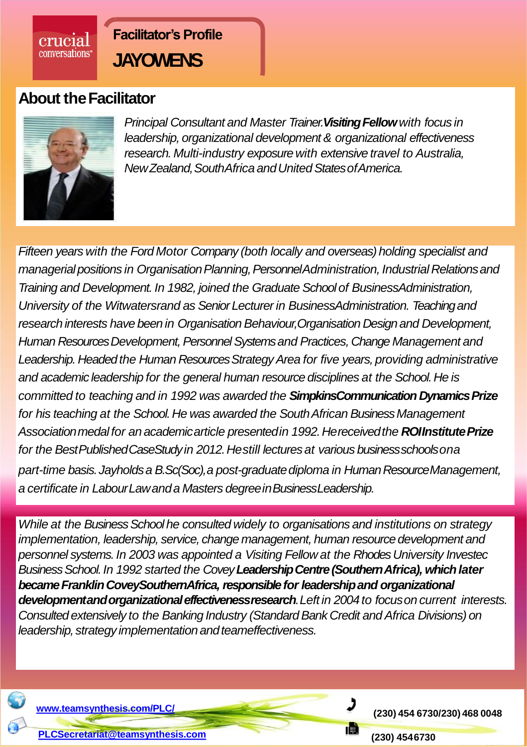crucial conversations®

# Facilitator's Profile

# JAYOWENS

## About the Facilitator

*Principal Consultant and Master Trainer.**Visiting Fellow** with focus in leadership, organizational development & organizational effectiveness research. Multi-industry exposure with extensive travel to Australia, NewZealand, SouthAfrica and United States of America.*

*Fifteen years with the Ford Motor Company (both locally and overseas) holding specialist and managerial positions in Organisation Planning, Personnel Administration, Industrial Relations and Training and Development. In 1982, joined the Graduate School of BusinessAdministration, University of the Witwatersrand as Senior Lecturer in BusinessAdministration. Teaching and research interests have been in Organisation Behaviour,Organisation Design and Development, Human Resources Development, Personnel Systems and Practices, Change Management and Leadership. Headed the Human Resources Strategy Area for five years, providing administrative and academic leadership for the general human resource disciplines at the School. He is committed to teaching and in 1992 was awarded the **SimpkinsCommunication Dynamics Prize** for his teaching at the School. He was awarded the South African Business Management Association medal for an academic article presented in 1992. He received the **ROIInstitute Prize** for the Best Published Case Study in 2012. He still lectures at various business schools on a part-time basis. Jay holds a B.Sc(Soc), a post-graduate diploma in Human Resource Management, a certificate in Labour Law and a Masters degree in Business Leadership.*

*While at the Business School he consulted widely to organisations and institutions on strategy implementation, leadership, service, change management, human resource development and personnel systems. In 2003 was appointed a Visiting Fellow at the Rhodes University Investec Business School. In 1992 started the Covey **Leadership Centre (Southern Africa), which later became Franklin CoveySouthernAfrica, responsible for leadership and organizational development and organizational effectiveness research**. Left in 2004 to focus on current interests. Consulted extensively to the Banking Industry (Standard Bank Credit and Africa Divisions) on leadership, strategy implementation and teameffectiveness.*

www.teamsynthesis.com/PLC/

PLCSecretariat@teamsynthesis.com

(230) 454 6730/230) 468 0048

(230) 4546730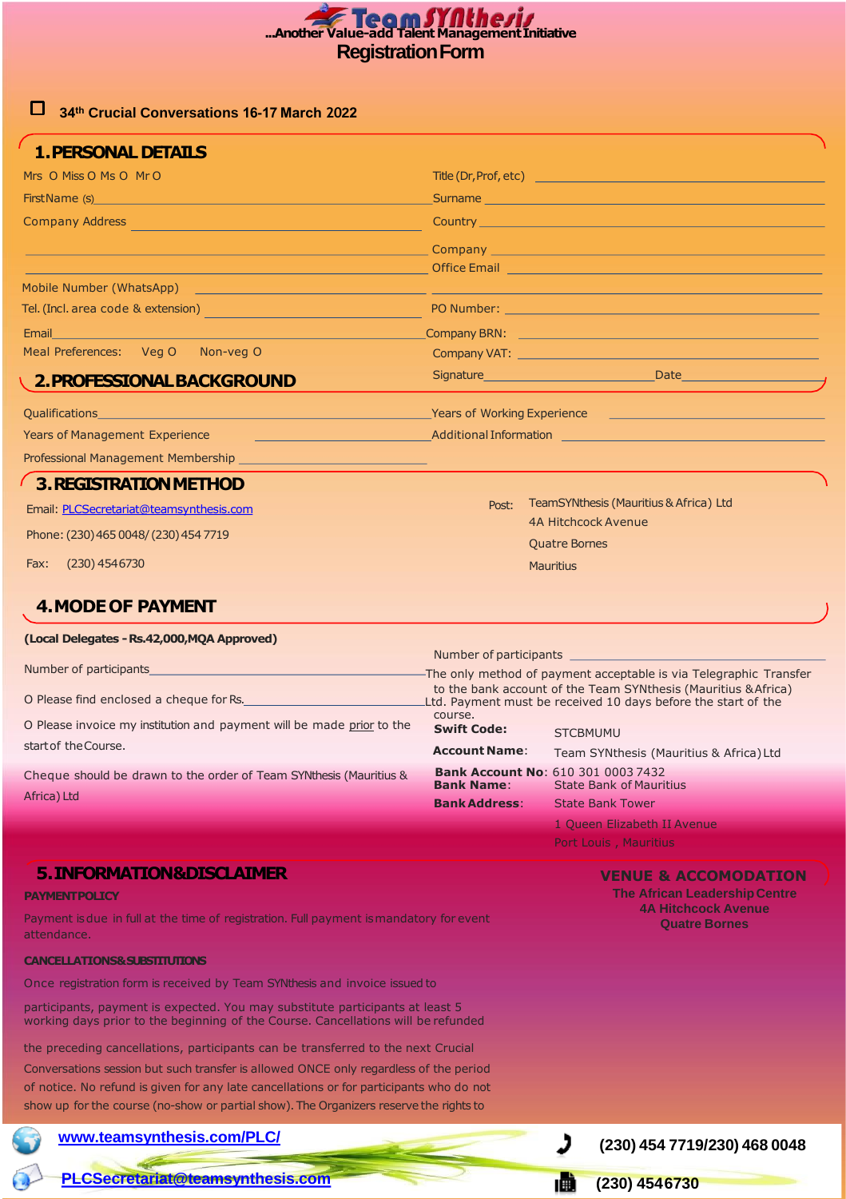**Team SYNthesis**

**...Another Value-add Talent Management Initiative**

# Registration Form

☐ **34th Crucial Conversations 16-17 March 2022**

## 1. PERSONAL DETAILS

Mrs O Miss O Ms O Mr O

Title (Dr, Prof, etc) \_\_\_\_\_\_\_\_\_\_\_\_\_\_\_\_\_\_\_\_\_\_\_\_\_\_\_\_\_\_\_\_

First Name (s) \_\_\_\_\_\_\_\_\_\_\_\_\_\_\_\_\_\_\_\_\_\_\_\_\_\_\_\_\_\_\_\_

Surname \_\_\_\_\_\_\_\_\_\_\_\_\_\_\_\_\_\_\_\_\_\_\_\_\_\_\_\_\_\_\_\_

Company Address \_\_\_\_\_\_\_\_\_\_\_\_\_\_\_\_\_\_\_\_\_\_\_\_\_\_\_\_\_\_\_\_

Country \_\_\_\_\_\_\_\_\_\_\_\_\_\_\_\_\_\_\_\_\_\_\_\_\_\_\_\_\_\_\_\_

Company \_\_\_\_\_\_\_\_\_\_\_\_\_\_\_\_\_\_\_\_\_\_\_\_\_\_\_\_\_\_\_\_

Office Email \_\_\_\_\_\_\_\_\_\_\_\_\_\_\_\_\_\_\_\_\_\_\_\_\_\_\_\_\_\_\_\_

Mobile Number (WhatsApp) \_\_\_\_\_\_\_\_\_\_\_\_\_\_\_\_\_\_\_\_\_\_\_\_\_\_\_\_\_\_\_\_

Tel. (Incl. area code & extension) \_\_\_\_\_\_\_\_\_\_\_\_\_\_\_\_\_\_\_\_\_\_\_\_\_\_\_\_\_\_\_\_

PO Number: \_\_\_\_\_\_\_\_\_\_\_\_\_\_\_\_\_\_\_\_\_\_\_\_\_\_\_\_\_\_\_\_

Email \_\_\_\_\_\_\_\_\_\_\_\_\_\_\_\_\_\_\_\_\_\_\_\_\_\_\_\_\_\_\_\_

Company BRN: \_\_\_\_\_\_\_\_\_\_\_\_\_\_\_\_\_\_\_\_\_\_\_\_\_\_\_\_\_\_\_\_

Meal Preferences: Veg O Non-veg O

Company VAT: \_\_\_\_\_\_\_\_\_\_\_\_\_\_\_\_\_\_\_\_\_\_\_\_\_\_\_\_\_\_\_\_

Signature \_\_\_\_\_\_\_\_\_\_\_\_\_\_\_\_ Date \_\_\_\_\_\_\_\_\_\_\_\_\_\_\_\_

## 2. PROFESSIONAL BACKGROUND

Qualifications \_\_\_\_\_\_\_\_\_\_\_\_\_\_\_\_\_\_\_\_\_\_\_\_\_\_\_\_\_\_\_\_

Years of Working Experience \_\_\_\_\_\_\_\_\_\_\_\_\_\_\_\_\_\_\_\_\_\_\_\_\_\_\_\_\_\_\_\_

Years of Management Experience \_\_\_\_\_\_\_\_\_\_\_\_\_\_\_\_\_\_\_\_\_\_\_\_\_\_\_\_\_\_\_\_

Additional Information \_\_\_\_\_\_\_\_\_\_\_\_\_\_\_\_\_\_\_\_\_\_\_\_\_\_\_\_\_\_\_\_

Professional Management Membership \_\_\_\_\_\_\_\_\_\_\_\_\_\_\_\_\_\_\_\_\_\_\_\_\_\_\_\_\_\_\_\_

## 3. REGISTRATION METHOD

Email: PLCSecretariat@teamsynthesis.com

Phone: (230) 465 0048/ (230) 454 7719

Fax: (230) 4546730

Post: TeamSYNthesis (Mauritius & Africa) Ltd
4A Hitchcock Avenue
Quatre Bornes
Mauritius

## 4. MODE OF PAYMENT

**(Local Delegates - Rs.42,000, MQA Approved)**

Number of participants \_\_\_\_\_\_\_\_\_\_\_\_\_\_\_\_\_\_\_\_\_\_\_\_\_\_\_\_\_\_\_\_

O Please find enclosed a cheque for Rs. \_\_\_\_\_\_\_\_\_\_\_\_\_\_\_\_\_\_\_\_\_\_\_\_\_\_\_\_\_\_\_\_

O Please invoice my institution and payment will be made prior to the start of the Course.

Cheque should be drawn to the order of Team SYNthesis (Mauritius & Africa) Ltd

Number of participants \_\_\_\_\_\_\_\_\_\_\_\_\_\_\_\_\_\_\_\_\_\_\_\_\_\_\_\_\_\_\_\_

The only method of payment acceptable is via Telegraphic Transfer to the bank account of the Team SYNthesis (Mauritius & Africa) Ltd. Payment must be received 10 days before the start of the course.

**Swift Code:** STCBMUMU

**Account Name:** Team SYNthesis (Mauritius & Africa) Ltd

**Bank Account No:** 610 301 0003 7432

**Bank Name:** State Bank of Mauritius

**Bank Address:** State Bank Tower
1 Queen Elizabeth II Avenue
Port Louis , Mauritius

## 5. INFORMATION & DISCLAIMER

**PAYMENT POLICY**

Payment is due in full at the time of registration. Full payment is mandatory for event attendance.

**CANCELLATIONS & SUBSTITUTIONS**

Once registration form is received by Team SYNthesis and invoice issued to participants, payment is expected. You may substitute participants at least 5 working days prior to the beginning of the Course. Cancellations will be refunded the preceding cancellations, participants can be transferred to the next Crucial Conversations session but such transfer is allowed ONCE only regardless of the period of notice. No refund is given for any late cancellations or for participants who do not show up for the course (no-show or partial show). The Organizers reserve the rights to

**VENUE & ACCOMODATION**

**The African Leadership Centre**
**4A Hitchcock Avenue**
**Quatre Bornes**

www.teamsynthesis.com/PLC/

PLCSecretariat@teamsynthesis.com

(230) 454 7719/230) 468 0048

(230) 4546730